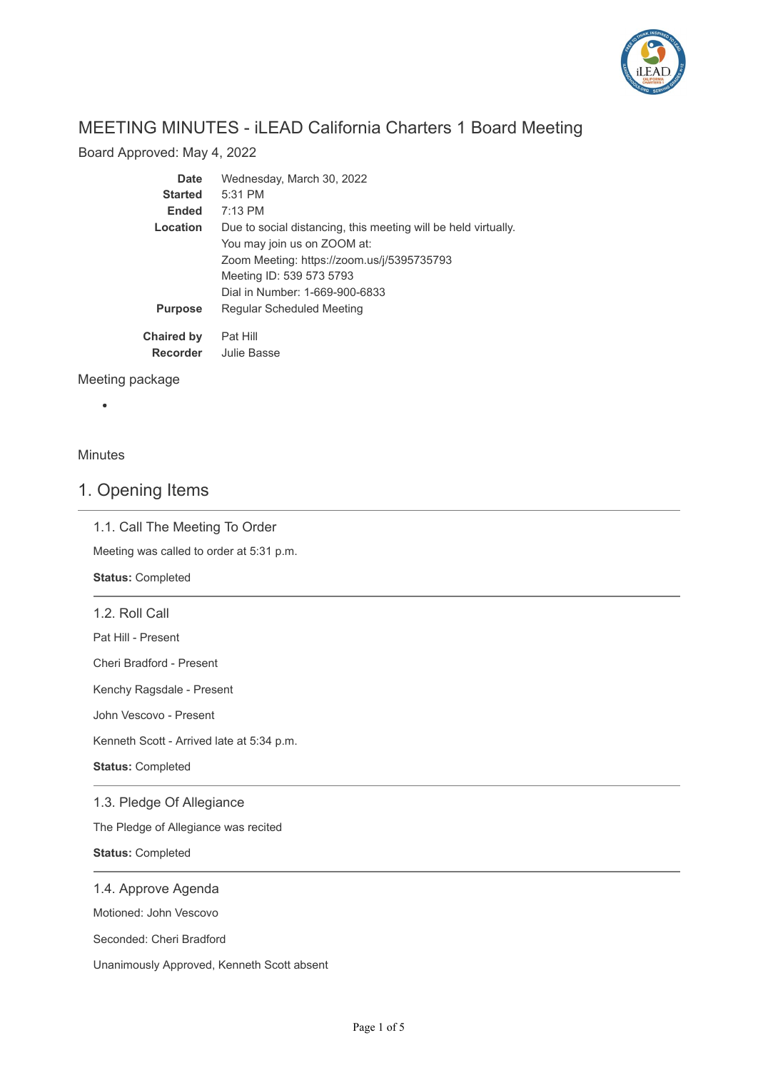# MEETING MINUTES - iLEAD California Charters 1 Board Meeting

Board Approved: May 4, 2022

| | |
|---|---|
| **Date** | Wednesday, March 30, 2022 |
| **Started** | 5:31 PM |
| **Ended** | 7:13 PM |
| **Location** | Due to social distancing, this meeting will be held virtually.<br>You may join us on ZOOM at:<br>Zoom Meeting: https://zoom.us/j/5395735793<br>Meeting ID: 539 573 5793<br>Dial in Number: 1-669-900-6833 |
| **Purpose** | Regular Scheduled Meeting |
| **Chaired by** | Pat Hill |
| **Recorder** | Julie Basse |

Meeting package

- 

Minutes

## 1. Opening Items

### 1.1. Call The Meeting To Order

Meeting was called to order at 5:31 p.m.

**Status:** Completed

### 1.2. Roll Call

Pat Hill - Present

Cheri Bradford - Present

Kenchy Ragsdale - Present

John Vescovo - Present

Kenneth Scott - Arrived late at 5:34 p.m.

**Status:** Completed

### 1.3. Pledge Of Allegiance

The Pledge of Allegiance was recited

**Status:** Completed

### 1.4. Approve Agenda

Motioned: John Vescovo

Seconded: Cheri Bradford

Unanimously Approved, Kenneth Scott absent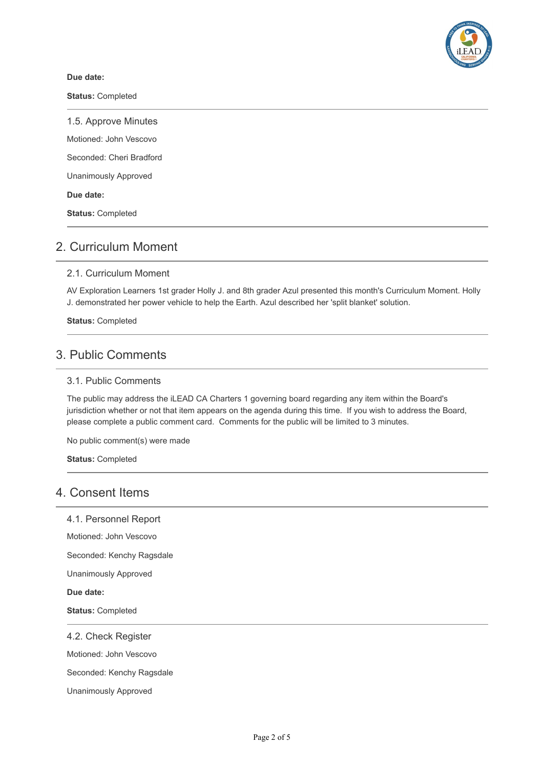**Due date:**

**Status:** Completed

### 1.5. Approve Minutes

Motioned: John Vescovo

Seconded: Cheri Bradford

Unanimously Approved

**Due date:**

**Status:** Completed

## 2. Curriculum Moment

### 2.1. Curriculum Moment

AV Exploration Learners 1st grader Holly J. and 8th grader Azul presented this month's Curriculum Moment. Holly J. demonstrated her power vehicle to help the Earth. Azul described her 'split blanket' solution.

**Status:** Completed

## 3. Public Comments

### 3.1. Public Comments

The public may address the iLEAD CA Charters 1 governing board regarding any item within the Board's jurisdiction whether or not that item appears on the agenda during this time. If you wish to address the Board, please complete a public comment card. Comments for the public will be limited to 3 minutes.

No public comment(s) were made

**Status:** Completed

## 4. Consent Items

### 4.1. Personnel Report

Motioned: John Vescovo

Seconded: Kenchy Ragsdale

Unanimously Approved

**Due date:**

**Status:** Completed

### 4.2. Check Register

Motioned: John Vescovo

Seconded: Kenchy Ragsdale

Unanimously Approved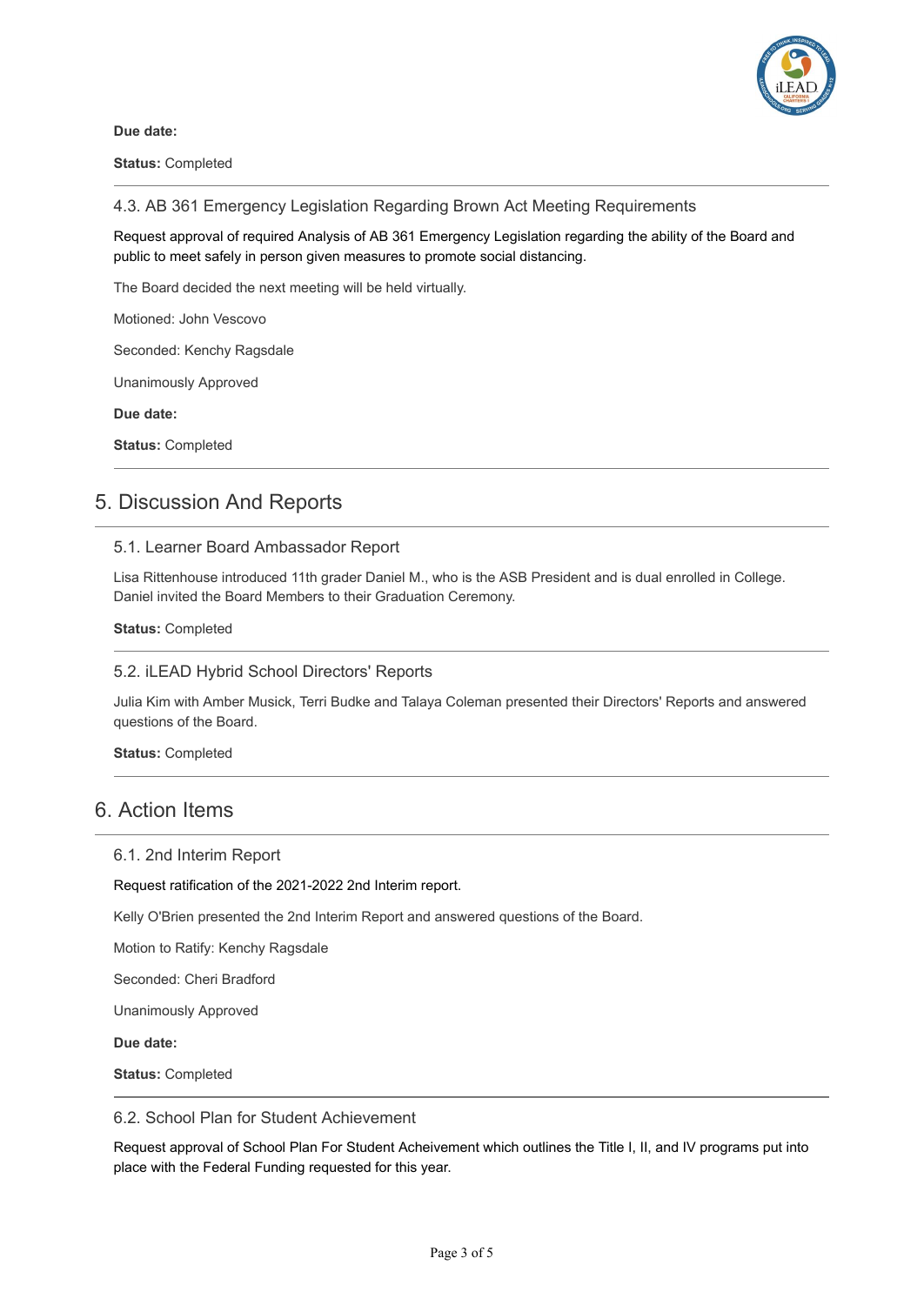**Due date:**

**Status:** Completed

### 4.3. AB 361 Emergency Legislation Regarding Brown Act Meeting Requirements

Request approval of required Analysis of AB 361 Emergency Legislation regarding the ability of the Board and public to meet safely in person given measures to promote social distancing.

The Board decided the next meeting will be held virtually.

Motioned: John Vescovo

Seconded: Kenchy Ragsdale

Unanimously Approved

**Due date:**

**Status:** Completed

## 5. Discussion And Reports

### 5.1. Learner Board Ambassador Report

Lisa Rittenhouse introduced 11th grader Daniel M., who is the ASB President and is dual enrolled in College. Daniel invited the Board Members to their Graduation Ceremony.

**Status:** Completed

### 5.2. iLEAD Hybrid School Directors' Reports

Julia Kim with Amber Musick, Terri Budke and Talaya Coleman presented their Directors' Reports and answered questions of the Board.

**Status:** Completed

## 6. Action Items

### 6.1. 2nd Interim Report

Request ratification of the 2021-2022 2nd Interim report.

Kelly O'Brien presented the 2nd Interim Report and answered questions of the Board.

Motion to Ratify: Kenchy Ragsdale

Seconded: Cheri Bradford

Unanimously Approved

**Due date:**

**Status:** Completed

### 6.2. School Plan for Student Achievement

Request approval of School Plan For Student Acheivement which outlines the Title I, II, and IV programs put into place with the Federal Funding requested for this year.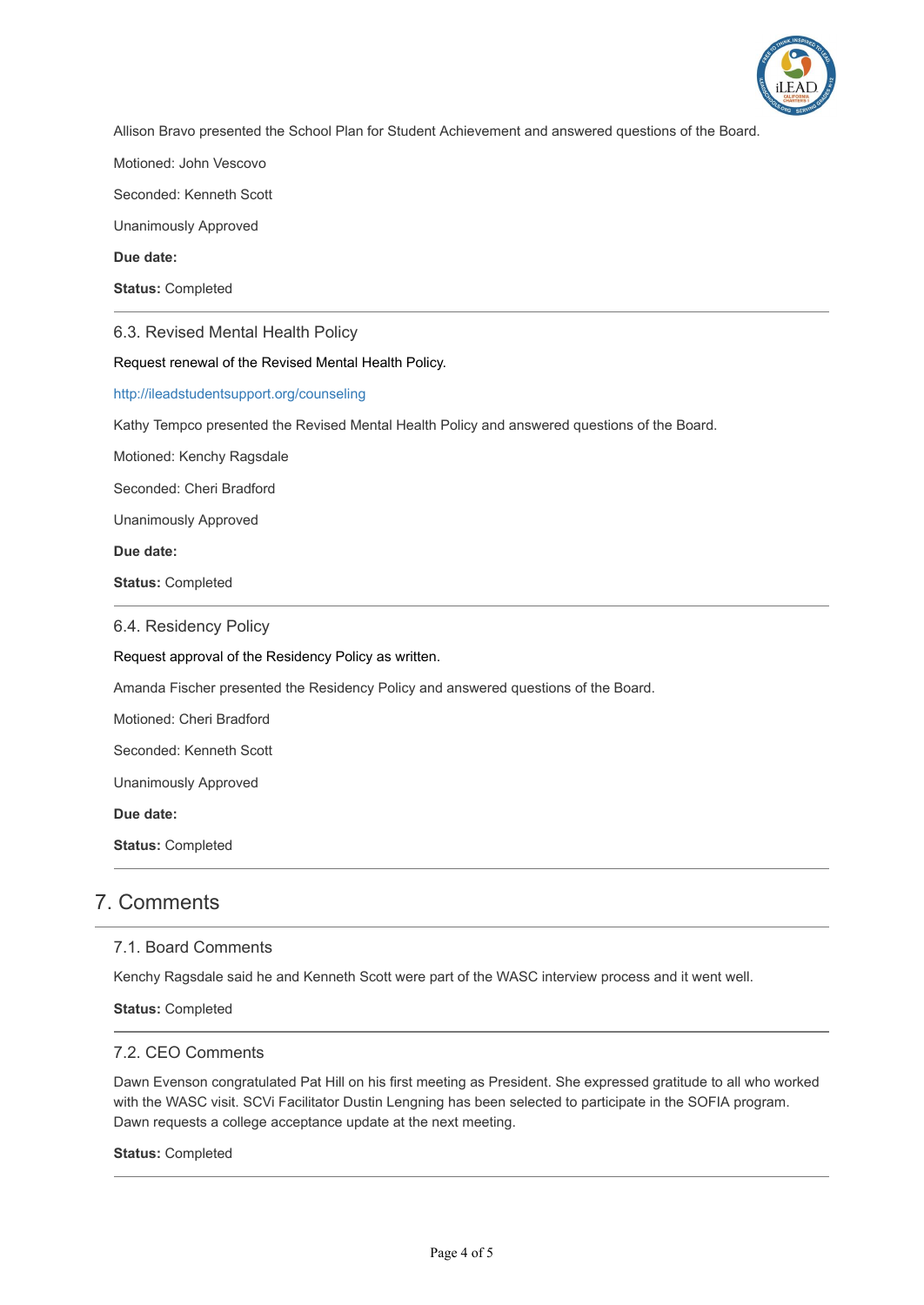Allison Bravo presented the School Plan for Student Achievement and answered questions of the Board.

Motioned: John Vescovo

Seconded: Kenneth Scott

Unanimously Approved

**Due date:**

**Status:** Completed

---

### 6.3. Revised Mental Health Policy

Request renewal of the Revised Mental Health Policy.

http://ileadstudentsupport.org/counseling

Kathy Tempco presented the Revised Mental Health Policy and answered questions of the Board.

Motioned: Kenchy Ragsdale

Seconded: Cheri Bradford

Unanimously Approved

**Due date:**

**Status:** Completed

---

### 6.4. Residency Policy

Request approval of the Residency Policy as written.

Amanda Fischer presented the Residency Policy and answered questions of the Board.

Motioned: Cheri Bradford

Seconded: Kenneth Scott

Unanimously Approved

**Due date:**

**Status:** Completed

---

## 7. Comments

### 7.1. Board Comments

Kenchy Ragsdale said he and Kenneth Scott were part of the WASC interview process and it went well.

**Status:** Completed

---

### 7.2. CEO Comments

Dawn Evenson congratulated Pat Hill on his first meeting as President. She expressed gratitude to all who worked with the WASC visit. SCVi Facilitator Dustin Lengning has been selected to participate in the SOFIA program. Dawn requests a college acceptance update at the next meeting.

**Status:** Completed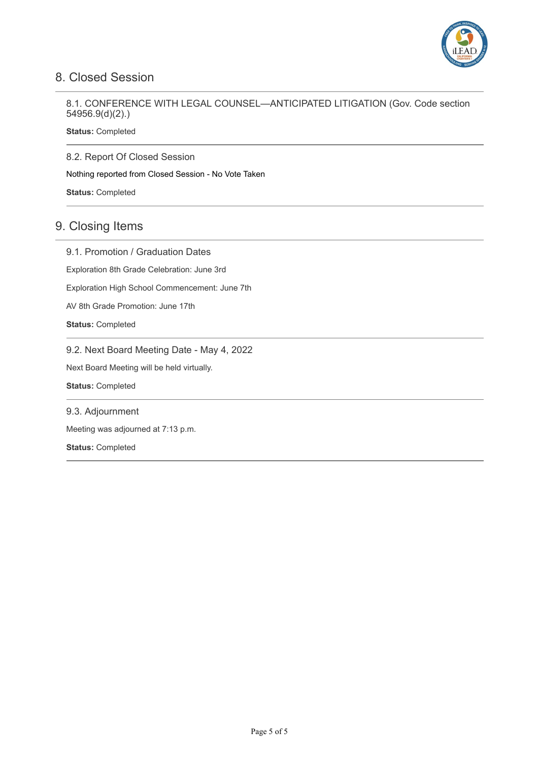## 8. Closed Session

### 8.1. CONFERENCE WITH LEGAL COUNSEL—ANTICIPATED LITIGATION (Gov. Code section 54956.9(d)(2).)

**Status:** Completed

### 8.2. Report Of Closed Session

Nothing reported from Closed Session - No Vote Taken

**Status:** Completed

## 9. Closing Items

### 9.1. Promotion / Graduation Dates

Exploration 8th Grade Celebration: June 3rd

Exploration High School Commencement: June 7th

AV 8th Grade Promotion: June 17th

**Status:** Completed

### 9.2. Next Board Meeting Date - May 4, 2022

Next Board Meeting will be held virtually.

**Status:** Completed

### 9.3. Adjournment

Meeting was adjourned at 7:13 p.m.

**Status:** Completed